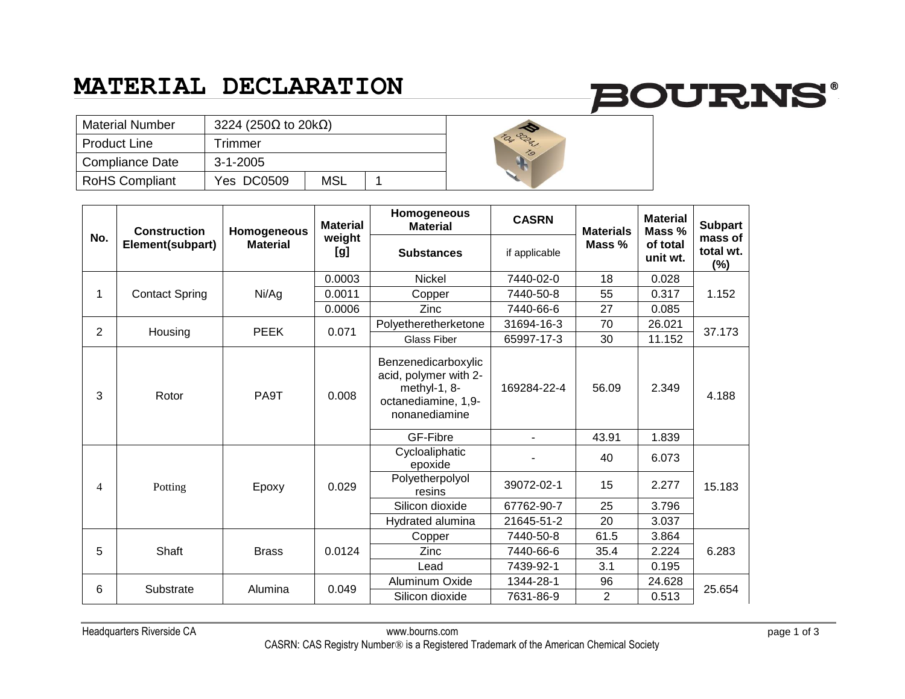# MATERIAL DECLARATION

BOURNS®

| Material Number | 3224 (250Ω to 20kΩ) | | |
|---|---|---|---|
| Product Line | Trimmer | | |
| Compliance Date | 3-1-2005 | | |
| RoHS Compliant | Yes DC0509 | MSL | 1 |

| No. | Construction Element(subpart) | Homogeneous Material | Material weight [g] | Homogeneous Material | CASRN | Materials Mass % | Material Mass % of total unit wt. | Subpart mass of total wt. (%) |
|---|---|---|---|---|---|---|---|---|
| | | | | Substances | if applicable | | | |
| 1 | Contact Spring | Ni/Ag | 0.0003 | Nickel | 7440-02-0 | 18 | 0.028 | 1.152 |
| | | | 0.0011 | Copper | 7440-50-8 | 55 | 0.317 | |
| | | | 0.0006 | Zinc | 7440-66-6 | 27 | 0.085 | |
| 2 | Housing | PEEK | 0.071 | Polyetheretherketone | 31694-16-3 | 70 | 26.021 | 37.173 |
| | | | | Glass Fiber | 65997-17-3 | 30 | 11.152 | |
| 3 | Rotor | PA9T | 0.008 | Benzenedicarboxylic acid, polymer with 2-methyl-1, 8-octanediamine, 1,9-nonanediamine | 169284-22-4 | 56.09 | 2.349 | 4.188 |
| | | | | GF-Fibre | - | 43.91 | 1.839 | |
| 4 | Potting | Epoxy | 0.029 | Cycloaliphatic epoxide | - | 40 | 6.073 | 15.183 |
| | | | | Polyetherpolyol resins | 39072-02-1 | 15 | 2.277 | |
| | | | | Silicon dioxide | 67762-90-7 | 25 | 3.796 | |
| | | | | Hydrated alumina | 21645-51-2 | 20 | 3.037 | |
| 5 | Shaft | Brass | 0.0124 | Copper | 7440-50-8 | 61.5 | 3.864 | 6.283 |
| | | | | Zinc | 7440-66-6 | 35.4 | 2.224 | |
| | | | | Lead | 7439-92-1 | 3.1 | 0.195 | |
| 6 | Substrate | Alumina | 0.049 | Aluminum Oxide | 1344-28-1 | 96 | 24.628 | 25.654 |
| | | | | Silicon dioxide | 7631-86-9 | 2 | 0.513 | |

Headquarters Riverside CA www.bourns.com

CASRN: CAS Registry Number® is a Registered Trademark of the American Chemical Society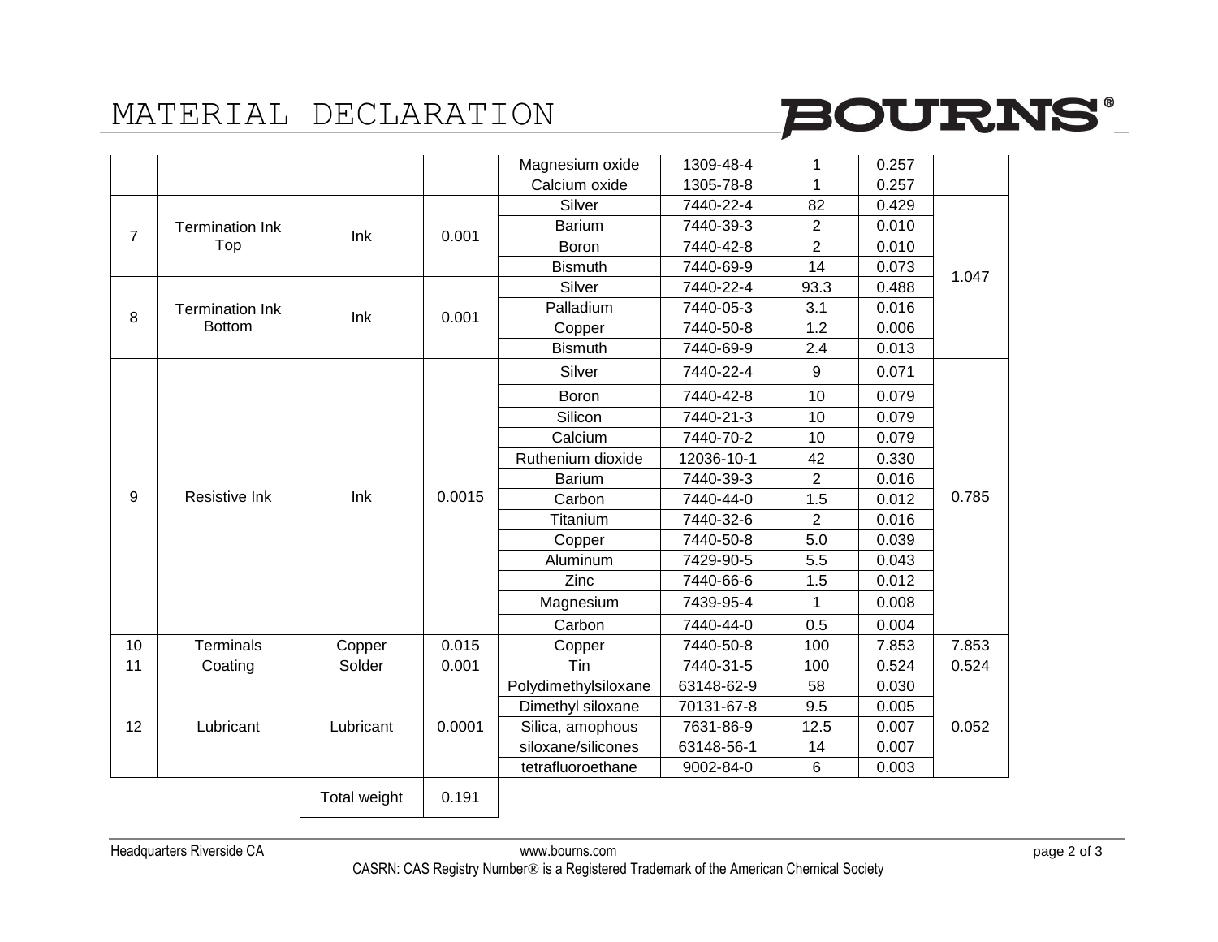# MATERIAL DECLARATION

| | | | | Magnesium oxide | 1309-48-4 | 1 | 0.257 | |
|---|---|---|---|---|---|---|---|---|
| | | | | Calcium oxide | 1305-78-8 | 1 | 0.257 | |
| 7 | Termination Ink Top | Ink | 0.001 | Silver | 7440-22-4 | 82 | 0.429 | 1.047 |
| | | | | Barium | 7440-39-3 | 2 | 0.010 | |
| | | | | Boron | 7440-42-8 | 2 | 0.010 | |
| | | | | Bismuth | 7440-69-9 | 14 | 0.073 | |
| 8 | Termination Ink Bottom | Ink | 0.001 | Silver | 7440-22-4 | 93.3 | 0.488 | |
| | | | | Palladium | 7440-05-3 | 3.1 | 0.016 | |
| | | | | Copper | 7440-50-8 | 1.2 | 0.006 | |
| | | | | Bismuth | 7440-69-9 | 2.4 | 0.013 | |
| 9 | Resistive Ink | Ink | 0.0015 | Silver | 7440-22-4 | 9 | 0.071 | 0.785 |
| | | | | Boron | 7440-42-8 | 10 | 0.079 | |
| | | | | Silicon | 7440-21-3 | 10 | 0.079 | |
| | | | | Calcium | 7440-70-2 | 10 | 0.079 | |
| | | | | Ruthenium dioxide | 12036-10-1 | 42 | 0.330 | |
| | | | | Barium | 7440-39-3 | 2 | 0.016 | |
| | | | | Carbon | 7440-44-0 | 1.5 | 0.012 | |
| | | | | Titanium | 7440-32-6 | 2 | 0.016 | |
| | | | | Copper | 7440-50-8 | 5.0 | 0.039 | |
| | | | | Aluminum | 7429-90-5 | 5.5 | 0.043 | |
| | | | | Zinc | 7440-66-6 | 1.5 | 0.012 | |
| | | | | Magnesium | 7439-95-4 | 1 | 0.008 | |
| | | | | Carbon | 7440-44-0 | 0.5 | 0.004 | |
| 10 | Terminals | Copper | 0.015 | Copper | 7440-50-8 | 100 | 7.853 | 7.853 |
| 11 | Coating | Solder | 0.001 | Tin | 7440-31-5 | 100 | 0.524 | 0.524 |
| 12 | Lubricant | Lubricant | 0.0001 | Polydimethylsiloxane | 63148-62-9 | 58 | 0.030 | 0.052 |
| | | | | Dimethyl siloxane | 70131-67-8 | 9.5 | 0.005 | |
| | | | | Silica, amophous | 7631-86-9 | 12.5 | 0.007 | |
| | | | | siloxane/silicones | 63148-56-1 | 14 | 0.007 | |
| | | | | tetrafluoroethane | 9002-84-0 | 6 | 0.003 | |
| | | Total weight | 0.191 | | | | | |

Headquarters Riverside CA

www.bourns.com

CASRN: CAS Registry Number® is a Registered Trademark of the American Chemical Society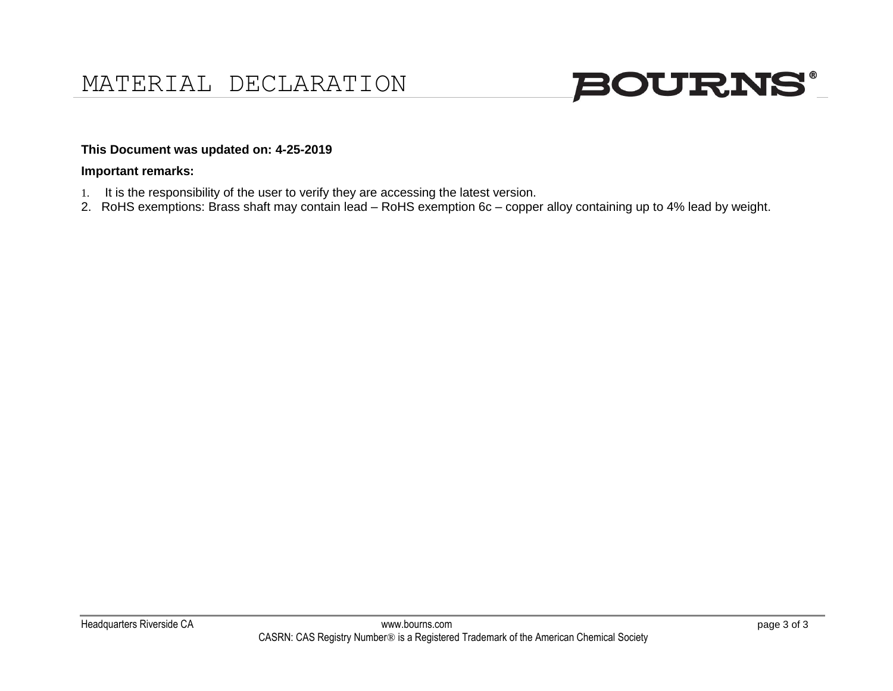**This Document was updated on: 4-25-2019**

**Important remarks:**

1. It is the responsibility of the user to verify they are accessing the latest version.
2. RoHS exemptions: Brass shaft may contain lead – RoHS exemption 6c – copper alloy containing up to 4% lead by weight.